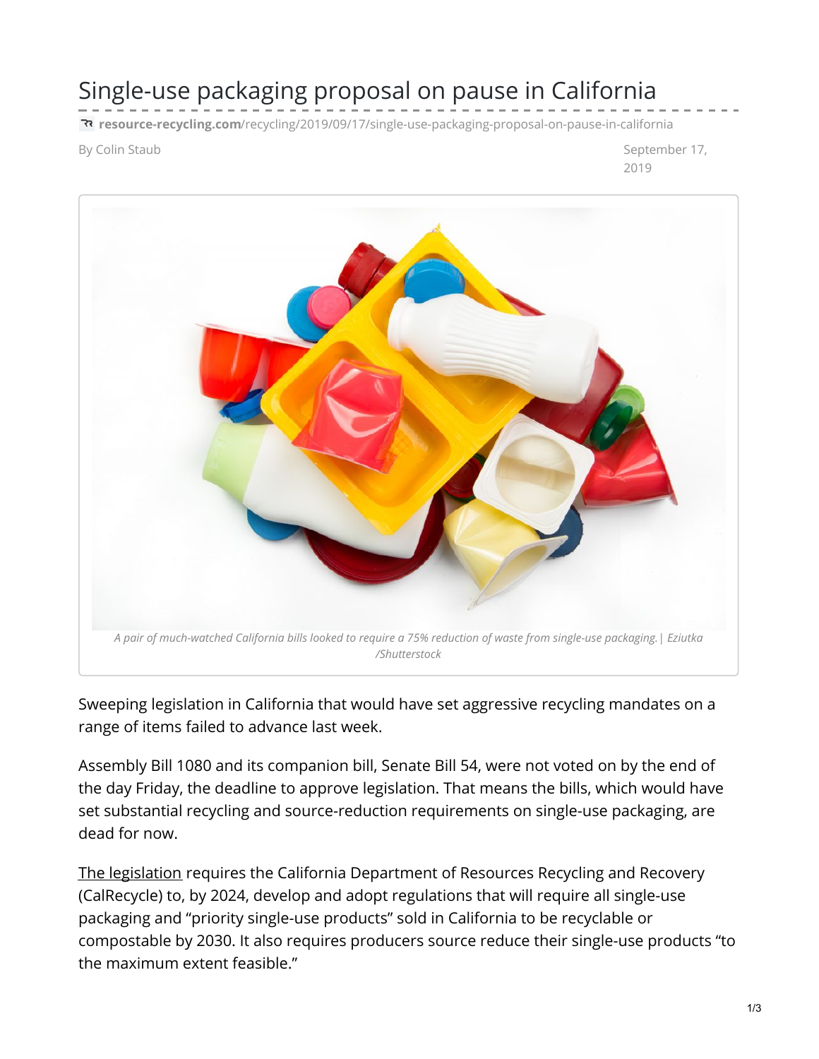# Single-use packaging proposal on pause in California

resource-recycling.com/recycling/2019/09/17/single-use-packaging-proposal-on-pause-in-california

By Colin Staub

September 17, 2019

*A pair of much-watched California bills looked to require a 75% reduction of waste from single-use packaging.* | *Eziutka /Shutterstock*

Sweeping legislation in California that would have set aggressive recycling mandates on a range of items failed to advance last week.

Assembly Bill 1080 and its companion bill, Senate Bill 54, were not voted on by the end of the day Friday, the deadline to approve legislation. That means the bills, which would have set substantial recycling and source-reduction requirements on single-use packaging, are dead for now.

The legislation requires the California Department of Resources Recycling and Recovery (CalRecycle) to, by 2024, develop and adopt regulations that will require all single-use packaging and "priority single-use products" sold in California to be recyclable or compostable by 2030. It also requires producers source reduce their single-use products "to the maximum extent feasible."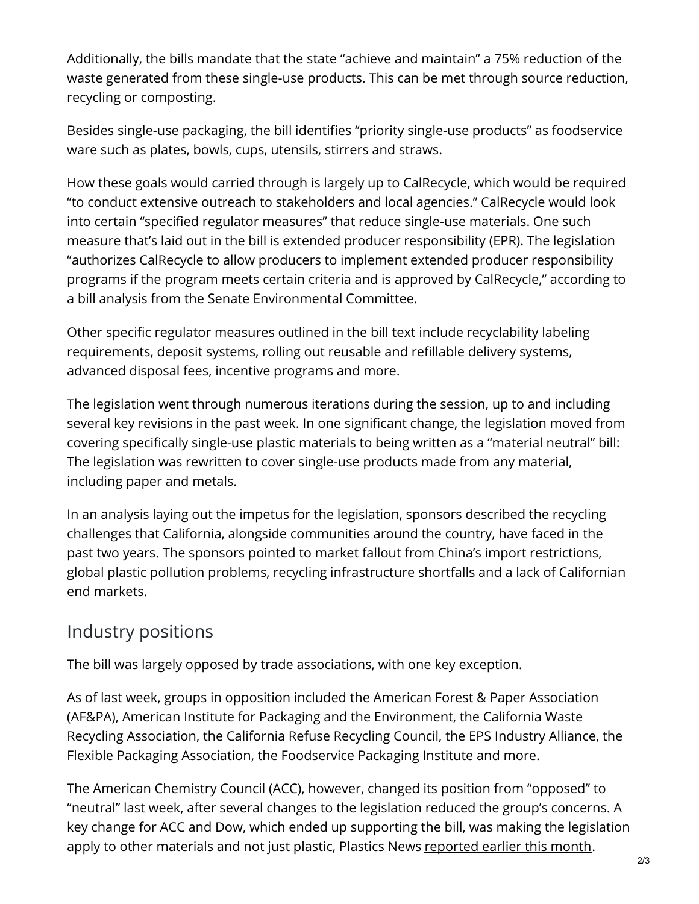Additionally, the bills mandate that the state "achieve and maintain" a 75% reduction of the waste generated from these single-use products. This can be met through source reduction, recycling or composting.

Besides single-use packaging, the bill identifies "priority single-use products" as foodservice ware such as plates, bowls, cups, utensils, stirrers and straws.

How these goals would carried through is largely up to CalRecycle, which would be required "to conduct extensive outreach to stakeholders and local agencies." CalRecycle would look into certain "specified regulator measures" that reduce single-use materials. One such measure that's laid out in the bill is extended producer responsibility (EPR). The legislation "authorizes CalRecycle to allow producers to implement extended producer responsibility programs if the program meets certain criteria and is approved by CalRecycle," according to a bill analysis from the Senate Environmental Committee.

Other specific regulator measures outlined in the bill text include recyclability labeling requirements, deposit systems, rolling out reusable and refillable delivery systems, advanced disposal fees, incentive programs and more.

The legislation went through numerous iterations during the session, up to and including several key revisions in the past week. In one significant change, the legislation moved from covering specifically single-use plastic materials to being written as a "material neutral" bill: The legislation was rewritten to cover single-use products made from any material, including paper and metals.

In an analysis laying out the impetus for the legislation, sponsors described the recycling challenges that California, alongside communities around the country, have faced in the past two years. The sponsors pointed to market fallout from China's import restrictions, global plastic pollution problems, recycling infrastructure shortfalls and a lack of Californian end markets.

## Industry positions

The bill was largely opposed by trade associations, with one key exception.

As of last week, groups in opposition included the American Forest & Paper Association (AF&PA), American Institute for Packaging and the Environment, the California Waste Recycling Association, the California Refuse Recycling Council, the EPS Industry Alliance, the Flexible Packaging Association, the Foodservice Packaging Institute and more.

The American Chemistry Council (ACC), however, changed its position from "opposed" to "neutral" last week, after several changes to the legislation reduced the group's concerns. A key change for ACC and Dow, which ended up supporting the bill, was making the legislation apply to other materials and not just plastic, Plastics News reported earlier this month.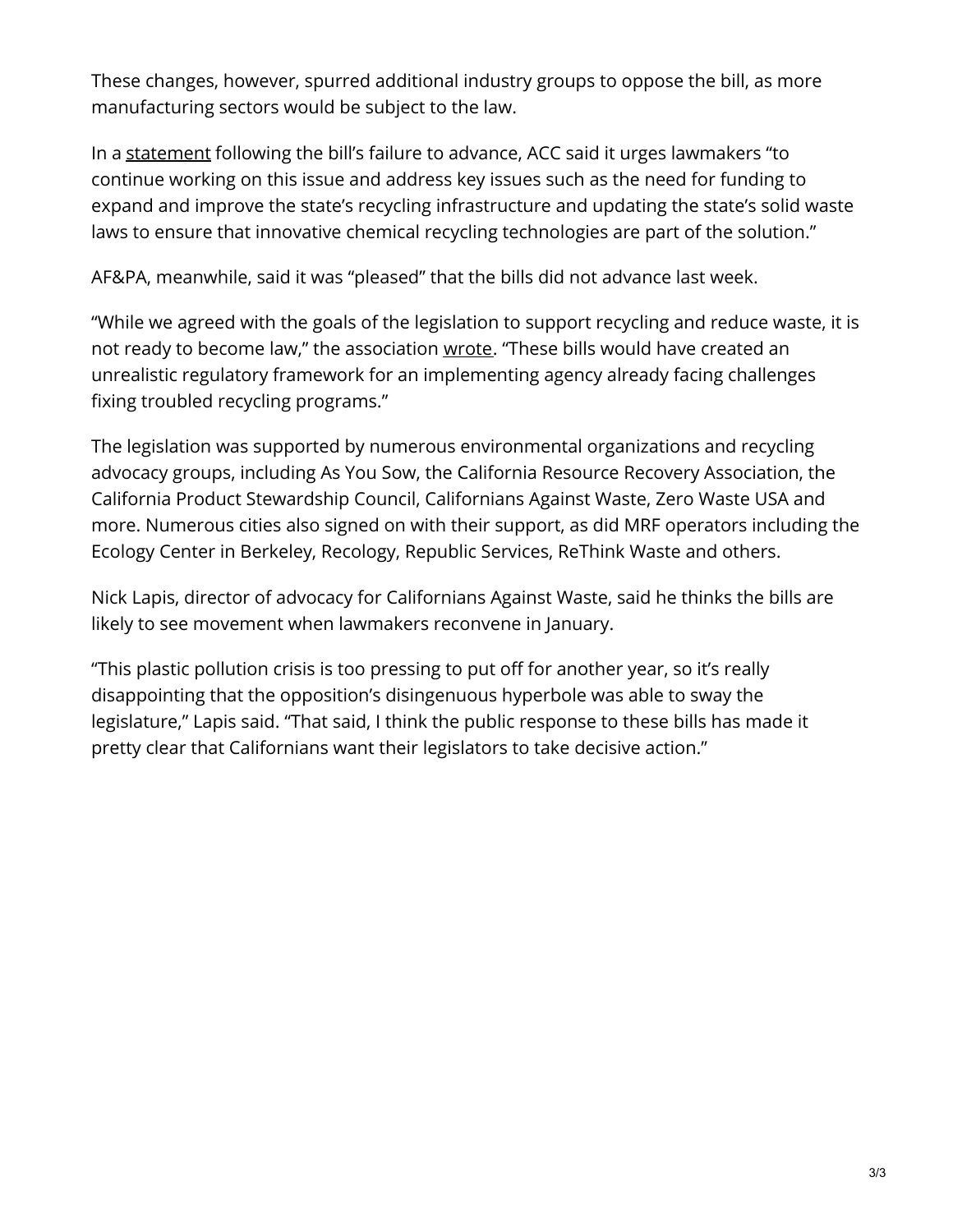These changes, however, spurred additional industry groups to oppose the bill, as more manufacturing sectors would be subject to the law.

In a statement following the bill's failure to advance, ACC said it urges lawmakers "to continue working on this issue and address key issues such as the need for funding to expand and improve the state's recycling infrastructure and updating the state's solid waste laws to ensure that innovative chemical recycling technologies are part of the solution."

AF&PA, meanwhile, said it was "pleased" that the bills did not advance last week.

"While we agreed with the goals of the legislation to support recycling and reduce waste, it is not ready to become law," the association wrote. "These bills would have created an unrealistic regulatory framework for an implementing agency already facing challenges fixing troubled recycling programs."

The legislation was supported by numerous environmental organizations and recycling advocacy groups, including As You Sow, the California Resource Recovery Association, the California Product Stewardship Council, Californians Against Waste, Zero Waste USA and more. Numerous cities also signed on with their support, as did MRF operators including the Ecology Center in Berkeley, Recology, Republic Services, ReThink Waste and others.

Nick Lapis, director of advocacy for Californians Against Waste, said he thinks the bills are likely to see movement when lawmakers reconvene in January.

"This plastic pollution crisis is too pressing to put off for another year, so it's really disappointing that the opposition's disingenuous hyperbole was able to sway the legislature," Lapis said. "That said, I think the public response to these bills has made it pretty clear that Californians want their legislators to take decisive action."